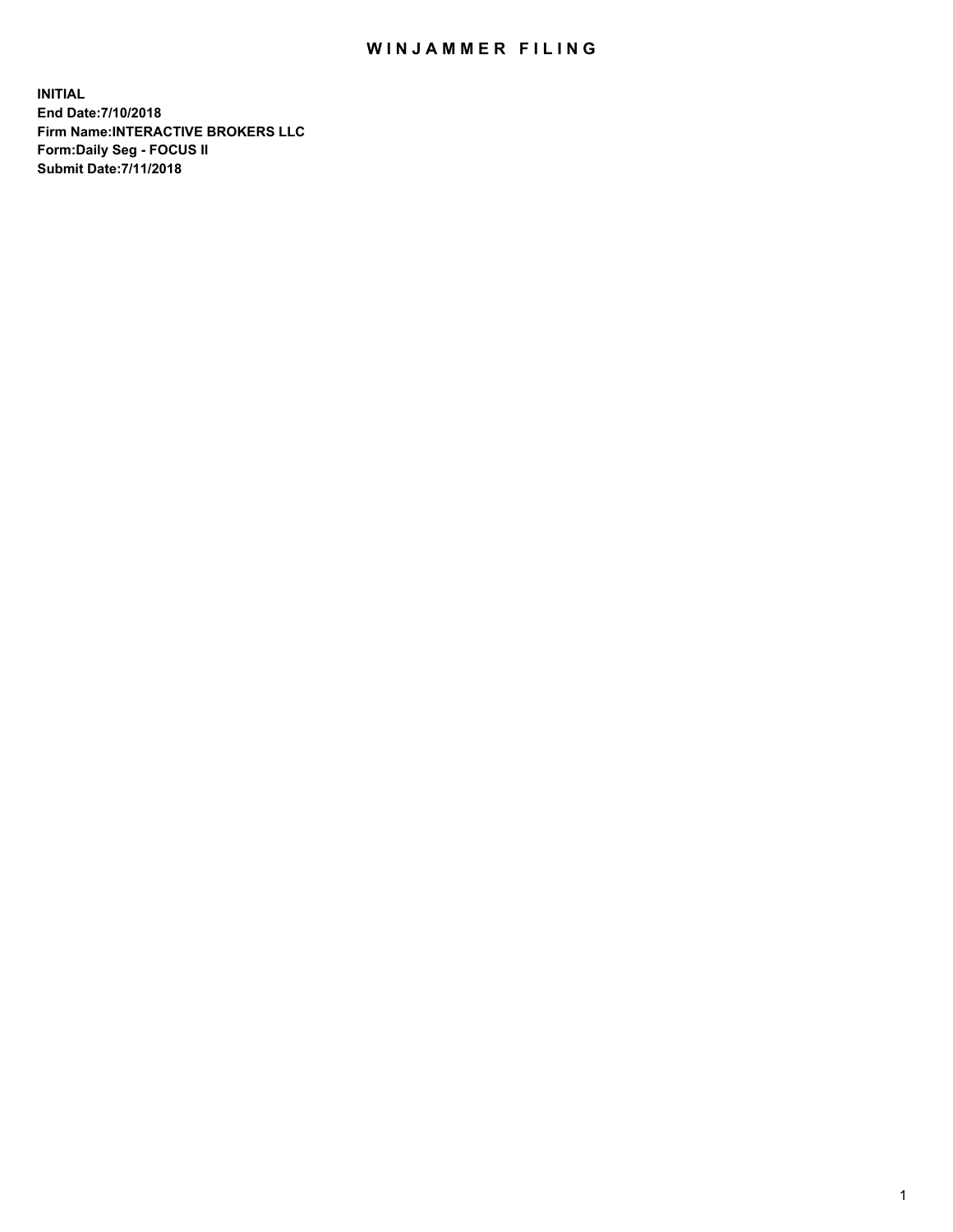# WINJAMMER FILING

**INITIAL**
**End Date:7/10/2018**
**Firm Name:INTERACTIVE BROKERS LLC**
**Form:Daily Seg - FOCUS II**
**Submit Date:7/11/2018**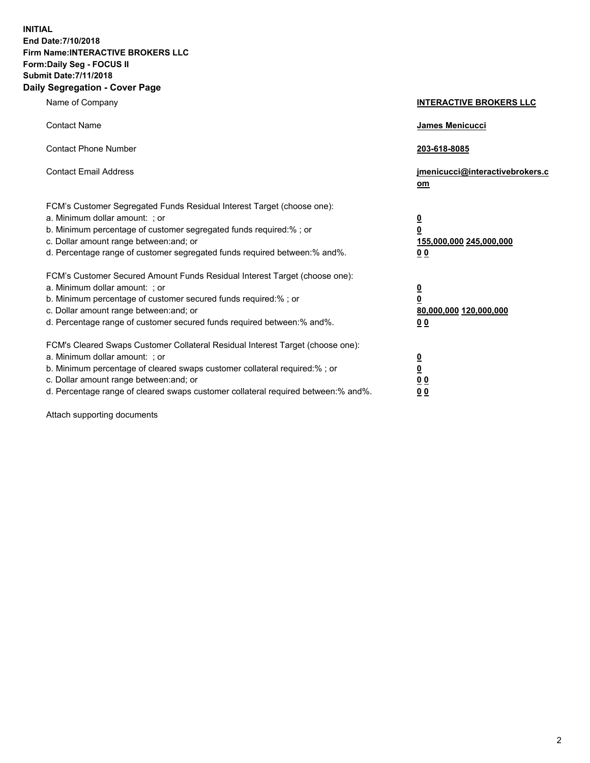**INITIAL**
**End Date:7/10/2018**
**Firm Name:INTERACTIVE BROKERS LLC**
**Form:Daily Seg - FOCUS II**
**Submit Date:7/11/2018**

## Daily Segregation - Cover Page

| | |
|---|---|
| Name of Company | **INTERACTIVE BROKERS LLC** |
| Contact Name | **James Menicucci** |
| Contact Phone Number | **203-618-8085** |
| Contact Email Address | **jmenicucci@interactivebrokers.com** |
| FCM's Customer Segregated Funds Residual Interest Target (choose one): | |
| a. Minimum dollar amount: ; or | **0** |
| b. Minimum percentage of customer segregated funds required:% ; or | **0** |
| c. Dollar amount range between:and; or | **155,000,000 245,000,000** |
| d. Percentage range of customer segregated funds required between:% and%. | **0 0** |
| FCM's Customer Secured Amount Funds Residual Interest Target (choose one): | |
| a. Minimum dollar amount: ; or | **0** |
| b. Minimum percentage of customer secured funds required:% ; or | **0** |
| c. Dollar amount range between:and; or | **80,000,000 120,000,000** |
| d. Percentage range of customer secured funds required between:% and%. | **0 0** |
| FCM's Cleared Swaps Customer Collateral Residual Interest Target (choose one): | |
| a. Minimum dollar amount: ; or | **0** |
| b. Minimum percentage of cleared swaps customer collateral required:% ; or | **0** |
| c. Dollar amount range between:and; or | **0 0** |
| d. Percentage range of cleared swaps customer collateral required between:% and%. | **0 0** |

Attach supporting documents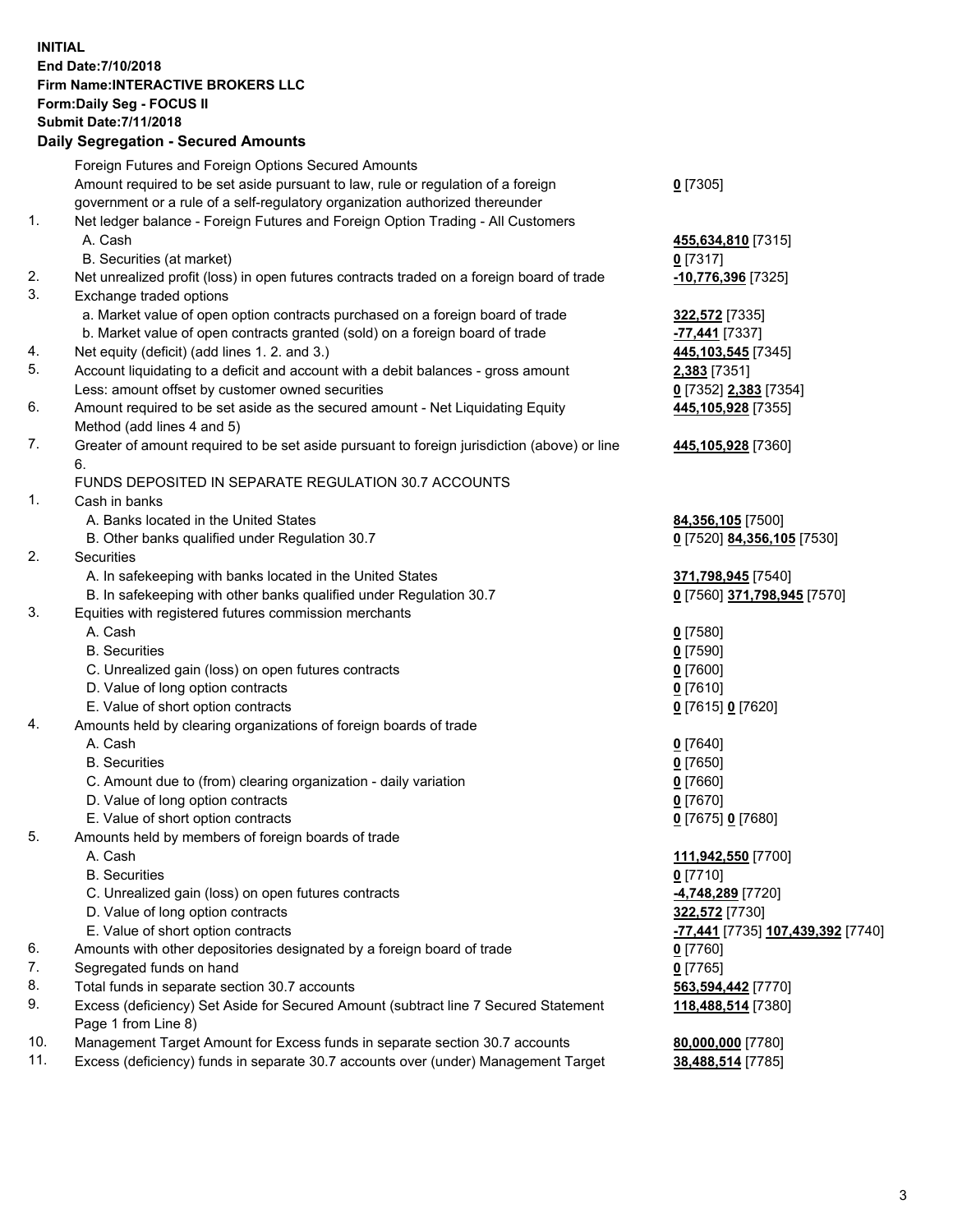**INITIAL**
**End Date:7/10/2018**
**Firm Name:INTERACTIVE BROKERS LLC**
**Form:Daily Seg - FOCUS II**
**Submit Date:7/11/2018**

## Daily Segregation - Secured Amounts

| | | |
|---|---|---|
| | Foreign Futures and Foreign Options Secured Amounts | |
| | Amount required to be set aside pursuant to law, rule or regulation of a foreign government or a rule of a self-regulatory organization authorized thereunder | **0** [7305] |
| 1. | Net ledger balance - Foreign Futures and Foreign Option Trading - All Customers | |
| | A. Cash | **455,634,810** [7315] |
| | B. Securities (at market) | **0** [7317] |
| 2. | Net unrealized profit (loss) in open futures contracts traded on a foreign board of trade | **-10,776,396** [7325] |
| 3. | Exchange traded options | |
| | a. Market value of open option contracts purchased on a foreign board of trade | **322,572** [7335] |
| | b. Market value of open contracts granted (sold) on a foreign board of trade | **-77,441** [7337] |
| 4. | Net equity (deficit) (add lines 1. 2. and 3.) | **445,103,545** [7345] |
| 5. | Account liquidating to a deficit and account with a debit balances - gross amount | **2,383** [7351] |
| | Less: amount offset by customer owned securities | **0** [7352] **2,383** [7354] |
| 6. | Amount required to be set aside as the secured amount - Net Liquidating Equity Method (add lines 4 and 5) | **445,105,928** [7355] |
| 7. | Greater of amount required to be set aside pursuant to foreign jurisdiction (above) or line 6. | **445,105,928** [7360] |
| | FUNDS DEPOSITED IN SEPARATE REGULATION 30.7 ACCOUNTS | |
| 1. | Cash in banks | |
| | A. Banks located in the United States | **84,356,105** [7500] |
| | B. Other banks qualified under Regulation 30.7 | **0** [7520] **84,356,105** [7530] |
| 2. | Securities | |
| | A. In safekeeping with banks located in the United States | **371,798,945** [7540] |
| | B. In safekeeping with other banks qualified under Regulation 30.7 | **0** [7560] **371,798,945** [7570] |
| 3. | Equities with registered futures commission merchants | |
| | A. Cash | **0** [7580] |
| | B. Securities | **0** [7590] |
| | C. Unrealized gain (loss) on open futures contracts | **0** [7600] |
| | D. Value of long option contracts | **0** [7610] |
| | E. Value of short option contracts | **0** [7615] **0** [7620] |
| 4. | Amounts held by clearing organizations of foreign boards of trade | |
| | A. Cash | **0** [7640] |
| | B. Securities | **0** [7650] |
| | C. Amount due to (from) clearing organization - daily variation | **0** [7660] |
| | D. Value of long option contracts | **0** [7670] |
| | E. Value of short option contracts | **0** [7675] **0** [7680] |
| 5. | Amounts held by members of foreign boards of trade | |
| | A. Cash | **111,942,550** [7700] |
| | B. Securities | **0** [7710] |
| | C. Unrealized gain (loss) on open futures contracts | **-4,748,289** [7720] |
| | D. Value of long option contracts | **322,572** [7730] |
| | E. Value of short option contracts | **-77,441** [7735] **107,439,392** [7740] |
| 6. | Amounts with other depositories designated by a foreign board of trade | **0** [7760] |
| 7. | Segregated funds on hand | **0** [7765] |
| 8. | Total funds in separate section 30.7 accounts | **563,594,442** [7770] |
| 9. | Excess (deficiency) Set Aside for Secured Amount (subtract line 7 Secured Statement Page 1 from Line 8) | **118,488,514** [7380] |
| 10. | Management Target Amount for Excess funds in separate section 30.7 accounts | **80,000,000** [7780] |
| 11. | Excess (deficiency) funds in separate 30.7 accounts over (under) Management Target | **38,488,514** [7785] |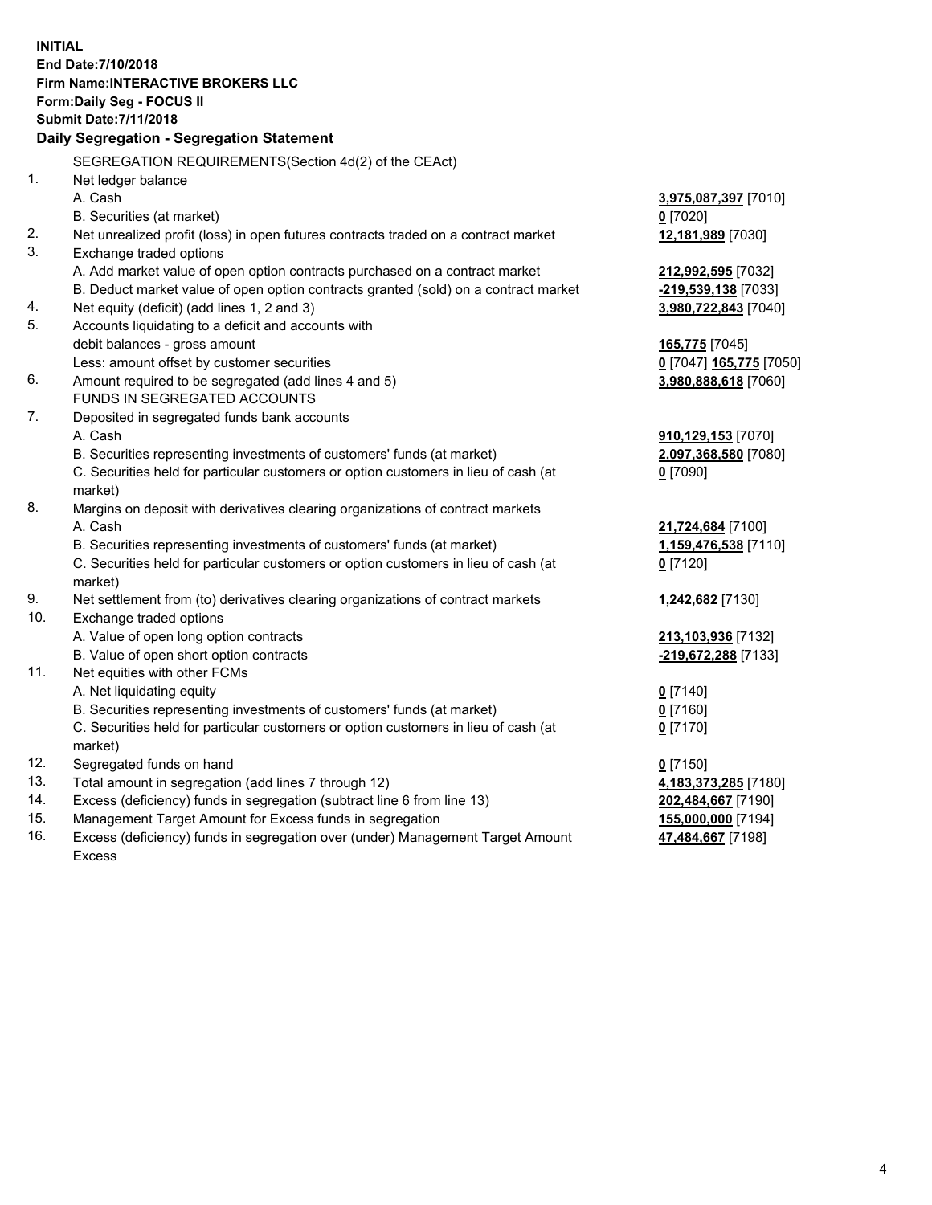**INITIAL**
**End Date:7/10/2018**
**Firm Name:INTERACTIVE BROKERS LLC**
**Form:Daily Seg - FOCUS II**
**Submit Date:7/11/2018**
**Daily Segregation - Segregation Statement**

SEGREGATION REQUIREMENTS(Section 4d(2) of the CEAct)

| | | |
|---|---|---|
| 1. | Net ledger balance | |
| | A. Cash | **3,975,087,397** [7010] |
| | B. Securities (at market) | **0** [7020] |
| 2. | Net unrealized profit (loss) in open futures contracts traded on a contract market | **12,181,989** [7030] |
| 3. | Exchange traded options | |
| | A. Add market value of open option contracts purchased on a contract market | **212,992,595** [7032] |
| | B. Deduct market value of open option contracts granted (sold) on a contract market | **-219,539,138** [7033] |
| 4. | Net equity (deficit) (add lines 1, 2 and 3) | **3,980,722,843** [7040] |
| 5. | Accounts liquidating to a deficit and accounts with | |
| | debit balances - gross amount | **165,775** [7045] |
| | Less: amount offset by customer securities | **0** [7047] **165,775** [7050] |
| 6. | Amount required to be segregated (add lines 4 and 5) | **3,980,888,618** [7060] |
| | FUNDS IN SEGREGATED ACCOUNTS | |
| 7. | Deposited in segregated funds bank accounts | |
| | A. Cash | **910,129,153** [7070] |
| | B. Securities representing investments of customers' funds (at market) | **2,097,368,580** [7080] |
| | C. Securities held for particular customers or option customers in lieu of cash (at market) | **0** [7090] |
| 8. | Margins on deposit with derivatives clearing organizations of contract markets | |
| | A. Cash | **21,724,684** [7100] |
| | B. Securities representing investments of customers' funds (at market) | **1,159,476,538** [7110] |
| | C. Securities held for particular customers or option customers in lieu of cash (at market) | **0** [7120] |
| 9. | Net settlement from (to) derivatives clearing organizations of contract markets | **1,242,682** [7130] |
| 10. | Exchange traded options | |
| | A. Value of open long option contracts | **213,103,936** [7132] |
| | B. Value of open short option contracts | **-219,672,288** [7133] |
| 11. | Net equities with other FCMs | |
| | A. Net liquidating equity | **0** [7140] |
| | B. Securities representing investments of customers' funds (at market) | **0** [7160] |
| | C. Securities held for particular customers or option customers in lieu of cash (at market) | **0** [7170] |
| 12. | Segregated funds on hand | **0** [7150] |
| 13. | Total amount in segregation (add lines 7 through 12) | **4,183,373,285** [7180] |
| 14. | Excess (deficiency) funds in segregation (subtract line 6 from line 13) | **202,484,667** [7190] |
| 15. | Management Target Amount for Excess funds in segregation | **155,000,000** [7194] |
| 16. | Excess (deficiency) funds in segregation over (under) Management Target Amount Excess | **47,484,667** [7198] |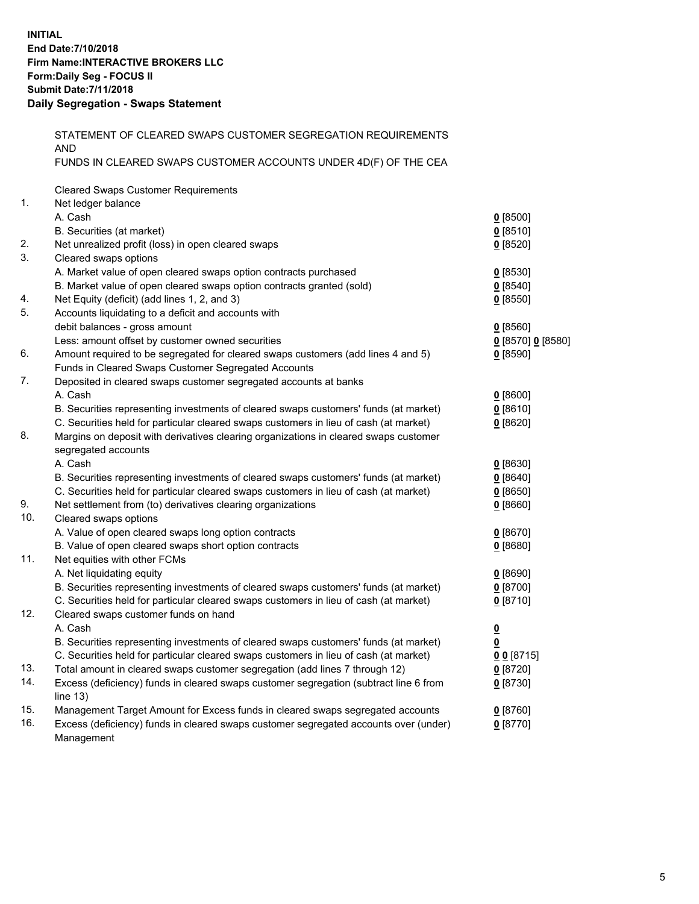**INITIAL**
**End Date:7/10/2018**
**Firm Name:INTERACTIVE BROKERS LLC**
**Form:Daily Seg - FOCUS II**
**Submit Date:7/11/2018**
**Daily Segregation - Swaps Statement**

STATEMENT OF CLEARED SWAPS CUSTOMER SEGREGATION REQUIREMENTS AND FUNDS IN CLEARED SWAPS CUSTOMER ACCOUNTS UNDER 4D(F) OF THE CEA

| | | |
|---|---|---|
| | Cleared Swaps Customer Requirements | |
| 1. | Net ledger balance | |
| | A. Cash | 0 [8500] |
| | B. Securities (at market) | 0 [8510] |
| 2. | Net unrealized profit (loss) in open cleared swaps | 0 [8520] |
| 3. | Cleared swaps options | |
| | A. Market value of open cleared swaps option contracts purchased | 0 [8530] |
| | B. Market value of open cleared swaps option contracts granted (sold) | 0 [8540] |
| 4. | Net Equity (deficit) (add lines 1, 2, and 3) | 0 [8550] |
| 5. | Accounts liquidating to a deficit and accounts with | |
| | debit balances - gross amount | 0 [8560] |
| | Less: amount offset by customer owned securities | 0 [8570] 0 [8580] |
| 6. | Amount required to be segregated for cleared swaps customers (add lines 4 and 5) | 0 [8590] |
| | Funds in Cleared Swaps Customer Segregated Accounts | |
| 7. | Deposited in cleared swaps customer segregated accounts at banks | |
| | A. Cash | 0 [8600] |
| | B. Securities representing investments of cleared swaps customers' funds (at market) | 0 [8610] |
| | C. Securities held for particular cleared swaps customers in lieu of cash (at market) | 0 [8620] |
| 8. | Margins on deposit with derivatives clearing organizations in cleared swaps customer segregated accounts | |
| | A. Cash | 0 [8630] |
| | B. Securities representing investments of cleared swaps customers' funds (at market) | 0 [8640] |
| | C. Securities held for particular cleared swaps customers in lieu of cash (at market) | 0 [8650] |
| 9. | Net settlement from (to) derivatives clearing organizations | 0 [8660] |
| 10. | Cleared swaps options | |
| | A. Value of open cleared swaps long option contracts | 0 [8670] |
| | B. Value of open cleared swaps short option contracts | 0 [8680] |
| 11. | Net equities with other FCMs | |
| | A. Net liquidating equity | 0 [8690] |
| | B. Securities representing investments of cleared swaps customers' funds (at market) | 0 [8700] |
| | C. Securities held for particular cleared swaps customers in lieu of cash (at market) | 0 [8710] |
| 12. | Cleared swaps customer funds on hand | |
| | A. Cash | 0 |
| | B. Securities representing investments of cleared swaps customers' funds (at market) | 0 |
| | C. Securities held for particular cleared swaps customers in lieu of cash (at market) | 0 0 [8715] |
| 13. | Total amount in cleared swaps customer segregation (add lines 7 through 12) | 0 [8720] |
| 14. | Excess (deficiency) funds in cleared swaps customer segregation (subtract line 6 from line 13) | 0 [8730] |
| 15. | Management Target Amount for Excess funds in cleared swaps segregated accounts | 0 [8760] |
| 16. | Excess (deficiency) funds in cleared swaps customer segregated accounts over (under) Management | 0 [8770] |